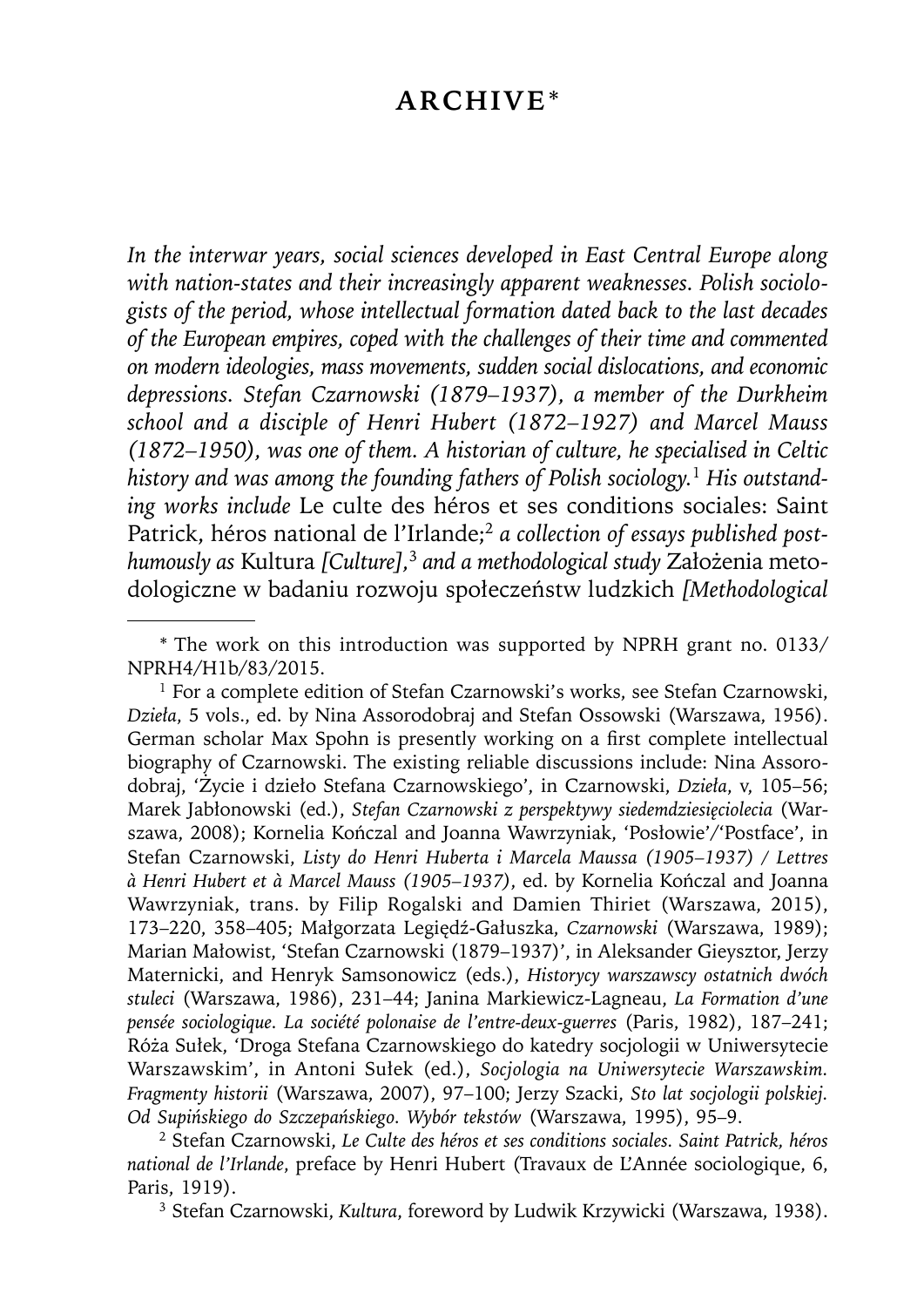# ARCHIVE*

*In the interwar years, social sciences developed in East Central Europe along with nation-states and their increasingly apparent weaknesses. Polish sociologists of the period, whose intellectual formation dated back to the last decades of the European empires, coped with the challenges of their time and commented on modern ideologies, mass movements, sudden social dislocations, and economic depressions. Stefan Czarnowski (1879–1937), a member of the Durkheim school and a disciple of Henri Hubert (1872–1927) and Marcel Mauss (1872–1950), was one of them. A historian of culture, he specialised in Celtic history and was among the founding fathers of Polish sociology.*[1] *His outstanding works include* Le culte des héros et ses conditions sociales: Saint Patrick, héros national de l'Irlande;[2] *a collection of essays published posthumously as* Kultura *[Culture],*[3] *and a methodological study* Założenia metodologiczne w badaniu rozwoju społeczeństw ludzkich *[Methodological*

---

* The work on this introduction was supported by NPRH grant no. 0133/NPRH4/H1b/83/2015.

[1] For a complete edition of Stefan Czarnowski's works, see Stefan Czarnowski, *Dzieła*, 5 vols., ed. by Nina Assorodobraj and Stefan Ossowski (Warszawa, 1956). German scholar Max Spohn is presently working on a first complete intellectual biography of Czarnowski. The existing reliable discussions include: Nina Assorodobraj, 'Życie i dzieło Stefana Czarnowskiego', in Czarnowski, *Dzieła*, v, 105–56; Marek Jabłonowski (ed.), *Stefan Czarnowski z perspektywy siedemdziesięciolecia* (Warszawa, 2008); Kornelia Kończal and Joanna Wawrzyniak, 'Posłowie'/'Postface', in Stefan Czarnowski, *Listy do Henri Huberta i Marcela Maussa (1905–1937) / Lettres à Henri Hubert et à Marcel Mauss (1905–1937)*, ed. by Kornelia Kończal and Joanna Wawrzyniak, trans. by Filip Rogalski and Damien Thiriet (Warszawa, 2015), 173–220, 358–405; Małgorzata Legiędź-Gałuszka, *Czarnowski* (Warszawa, 1989); Marian Małowist, 'Stefan Czarnowski (1879–1937)', in Aleksander Gieysztor, Jerzy Maternicki, and Henryk Samsonowicz (eds.), *Historycy warszawscy ostatnich dwóch stuleci* (Warszawa, 1986), 231–44; Janina Markiewicz-Lagneau, *La Formation d'une pensée sociologique. La société polonaise de l'entre-deux-guerres* (Paris, 1982), 187–241; Róża Sułek, 'Droga Stefana Czarnowskiego do katedry socjologii w Uniwersytecie Warszawskim', in Antoni Sułek (ed.), *Socjologia na Uniwersytecie Warszawskim. Fragmenty historii* (Warszawa, 2007), 97–100; Jerzy Szacki, *Sto lat socjologii polskiej. Od Supińskiego do Szczepańskiego. Wybór tekstów* (Warszawa, 1995), 95–9.

[2] Stefan Czarnowski, *Le Culte des héros et ses conditions sociales. Saint Patrick, héros national de l'Irlande*, preface by Henri Hubert (Travaux de L'Année sociologique, 6, Paris, 1919).

[3] Stefan Czarnowski, *Kultura*, foreword by Ludwik Krzywicki (Warszawa, 1938).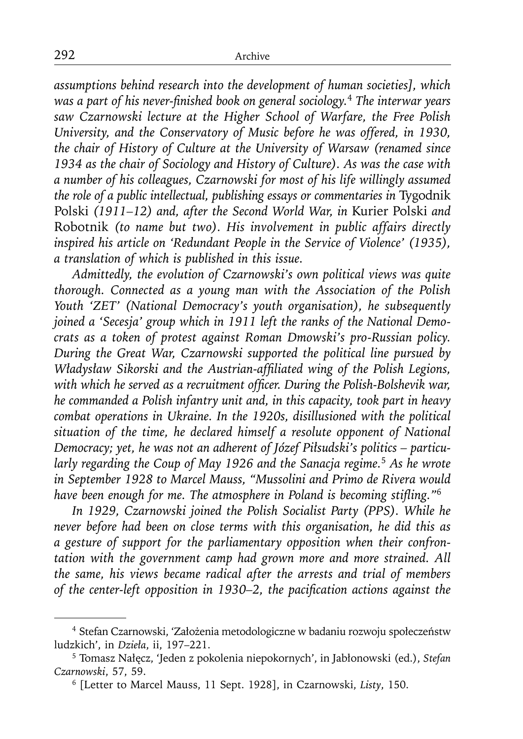*assumptions behind research into the development of human societies], which was a part of his never-finished book on general sociology.*[4] *The interwar years saw Czarnowski lecture at the Higher School of Warfare, the Free Polish University, and the Conservatory of Music before he was offered, in 1930, the chair of History of Culture at the University of Warsaw (renamed since 1934 as the chair of Sociology and History of Culture). As was the case with a number of his colleagues, Czarnowski for most of his life willingly assumed the role of a public intellectual, publishing essays or commentaries in* Tygodnik Polski *(1911–12) and, after the Second World War, in* Kurier Polski *and* Robotnik *(to name but two). His involvement in public affairs directly inspired his article on 'Redundant People in the Service of Violence' (1935), a translation of which is published in this issue.*

*Admittedly, the evolution of Czarnowski's own political views was quite thorough. Connected as a young man with the Association of the Polish Youth 'ZET' (National Democracy's youth organisation), he subsequently joined a 'Secesja' group which in 1911 left the ranks of the National Democrats as a token of protest against Roman Dmowski's pro-Russian policy. During the Great War, Czarnowski supported the political line pursued by Władysław Sikorski and the Austrian-affiliated wing of the Polish Legions, with which he served as a recruitment officer. During the Polish-Bolshevik war, he commanded a Polish infantry unit and, in this capacity, took part in heavy combat operations in Ukraine. In the 1920s, disillusioned with the political situation of the time, he declared himself a resolute opponent of National Democracy; yet, he was not an adherent of Józef Piłsudski's politics – particularly regarding the Coup of May 1926 and the Sanacja regime.*[5] *As he wrote in September 1928 to Marcel Mauss, "Mussolini and Primo de Rivera would have been enough for me. The atmosphere in Poland is becoming stifling."*[6]

*In 1929, Czarnowski joined the Polish Socialist Party (PPS). While he never before had been on close terms with this organisation, he did this as a gesture of support for the parliamentary opposition when their confrontation with the government camp had grown more and more strained. All the same, his views became radical after the arrests and trial of members of the center-left opposition in 1930–2, the pacification actions against the*

---

[4] Stefan Czarnowski, 'Założenia metodologiczne w badaniu rozwoju społeczeństw ludzkich', in *Dzieła*, ii, 197–221.

[5] Tomasz Nałęcz, 'Jeden z pokolenia niepokornych', in Jabłonowski (ed.), *Stefan Czarnowski*, 57, 59.

[6] [Letter to Marcel Mauss, 11 Sept. 1928], in Czarnowski, *Listy*, 150.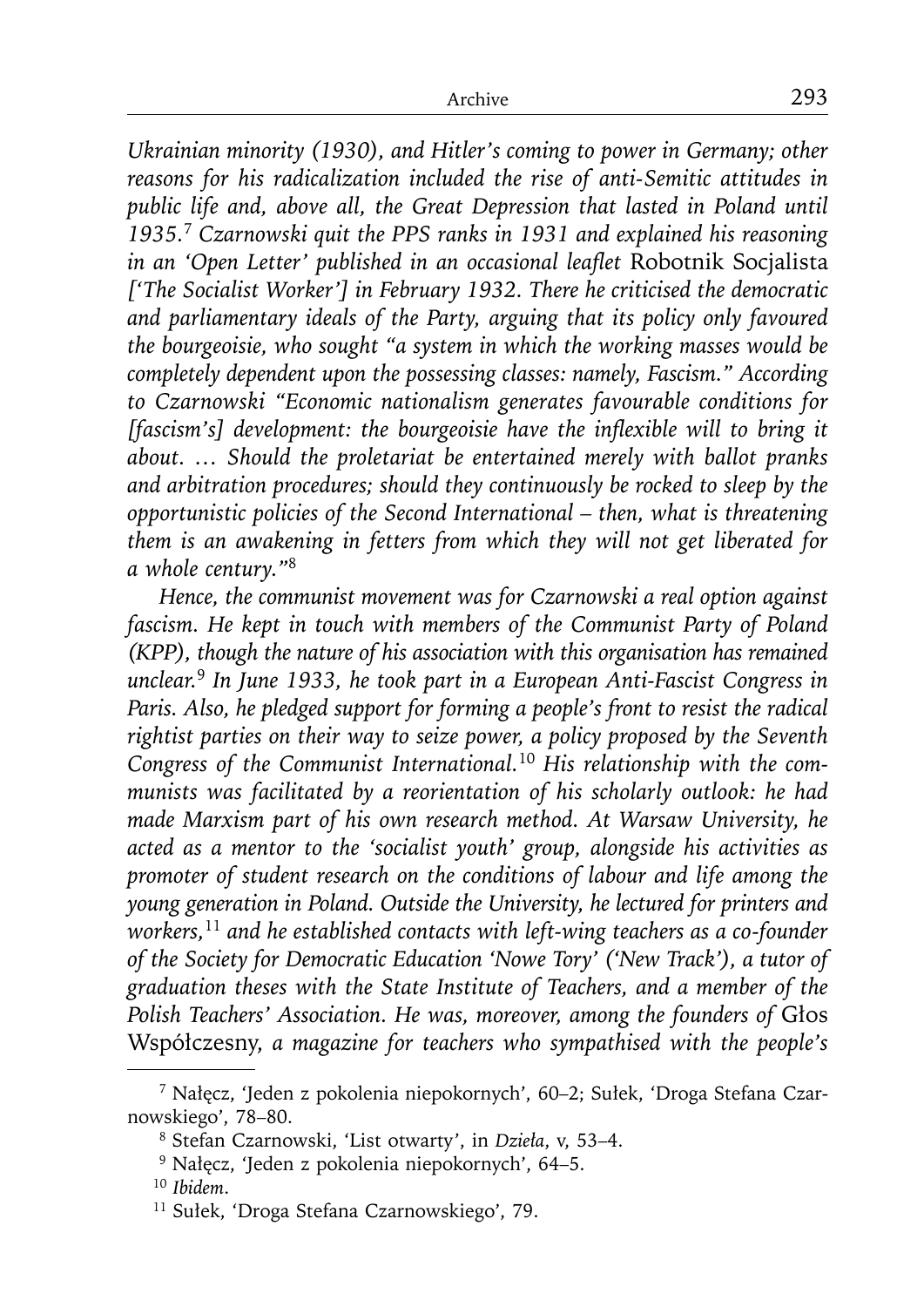*Ukrainian minority (1930), and Hitler's coming to power in Germany; other reasons for his radicalization included the rise of anti-Semitic attitudes in public life and, above all, the Great Depression that lasted in Poland until 1935.*[7] *Czarnowski quit the PPS ranks in 1931 and explained his reasoning in an 'Open Letter' published in an occasional leaflet* Robotnik Socjalista *['The Socialist Worker'] in February 1932. There he criticised the democratic and parliamentary ideals of the Party, arguing that its policy only favoured the bourgeoisie, who sought "a system in which the working masses would be completely dependent upon the possessing classes: namely, Fascism." According to Czarnowski "Economic nationalism generates favourable conditions for [fascism's] development: the bourgeoisie have the inflexible will to bring it about. … Should the proletariat be entertained merely with ballot pranks and arbitration procedures; should they continuously be rocked to sleep by the opportunistic policies of the Second International – then, what is threatening them is an awakening in fetters from which they will not get liberated for a whole century."*[8]

*Hence, the communist movement was for Czarnowski a real option against fascism. He kept in touch with members of the Communist Party of Poland (KPP), though the nature of his association with this organisation has remained unclear.*[9] *In June 1933, he took part in a European Anti-Fascist Congress in Paris. Also, he pledged support for forming a people's front to resist the radical rightist parties on their way to seize power, a policy proposed by the Seventh Congress of the Communist International.*[10] *His relationship with the communists was facilitated by a reorientation of his scholarly outlook: he had made Marxism part of his own research method. At Warsaw University, he acted as a mentor to the 'socialist youth' group, alongside his activities as promoter of student research on the conditions of labour and life among the young generation in Poland. Outside the University, he lectured for printers and workers,*[11] *and he established contacts with left-wing teachers as a co-founder of the Society for Democratic Education 'Nowe Tory' ('New Track'), a tutor of graduation theses with the State Institute of Teachers, and a member of the Polish Teachers' Association. He was, moreover, among the founders of* Głos Współczesny, *a magazine for teachers who sympathised with the people's*

---

[7] Nałęcz, 'Jeden z pokolenia niepokornych', 60–2; Sułek, 'Droga Stefana Czarnowskiego', 78–80.

[8] Stefan Czarnowski, 'List otwarty', in *Dzieła*, v, 53–4.

[9] Nałęcz, 'Jeden z pokolenia niepokornych', 64–5.

[10] *Ibidem*.

[11] Sułek, 'Droga Stefana Czarnowskiego', 79.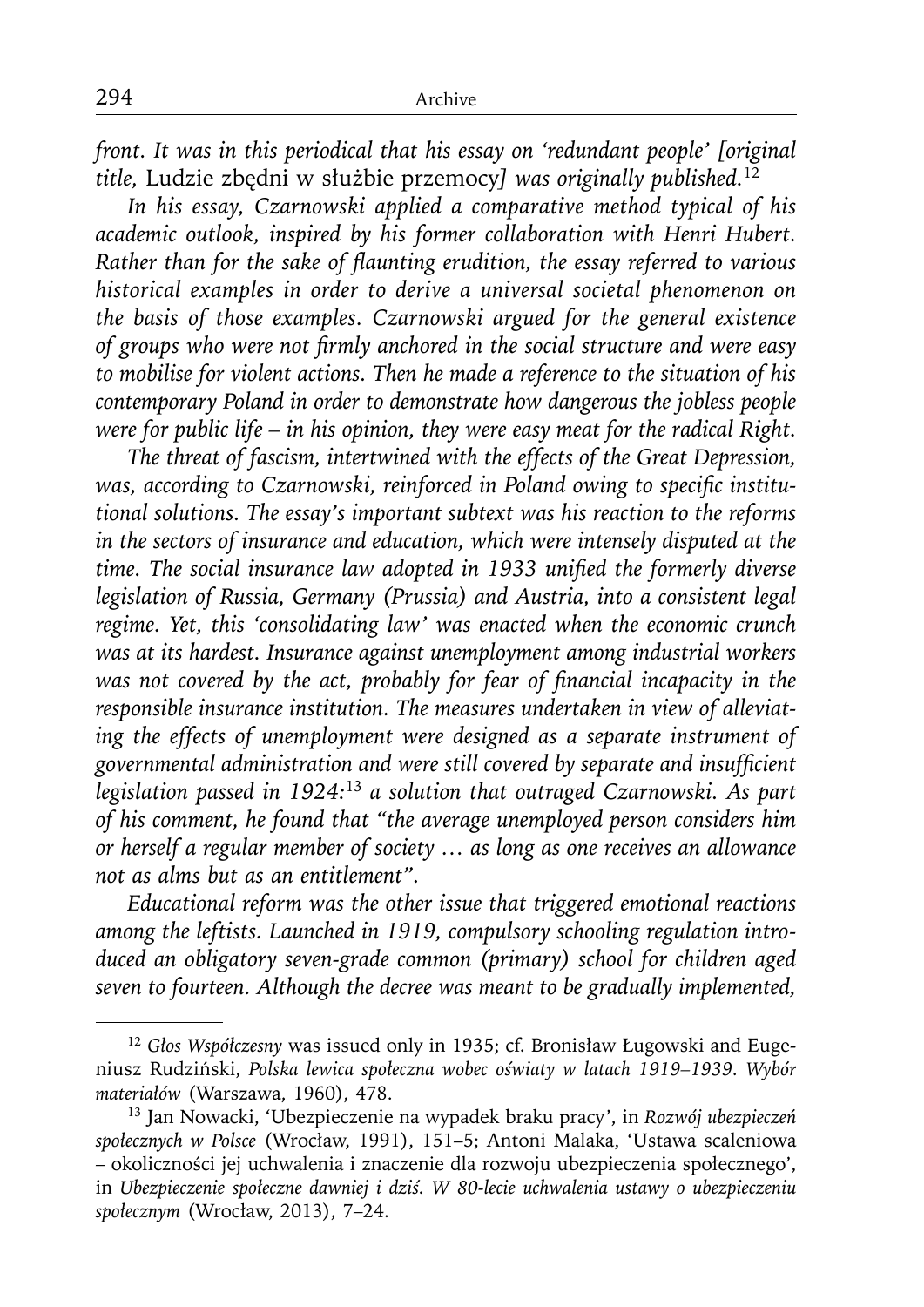*front. It was in this periodical that his essay on 'redundant people' [original title,* Ludzie zbędni w służbie przemocy*] was originally published.*[12]

*In his essay, Czarnowski applied a comparative method typical of his academic outlook, inspired by his former collaboration with Henri Hubert. Rather than for the sake of flaunting erudition, the essay referred to various historical examples in order to derive a universal societal phenomenon on the basis of those examples. Czarnowski argued for the general existence of groups who were not firmly anchored in the social structure and were easy to mobilise for violent actions. Then he made a reference to the situation of his contemporary Poland in order to demonstrate how dangerous the jobless people were for public life – in his opinion, they were easy meat for the radical Right.*

*The threat of fascism, intertwined with the effects of the Great Depression, was, according to Czarnowski, reinforced in Poland owing to specific institutional solutions. The essay's important subtext was his reaction to the reforms in the sectors of insurance and education, which were intensely disputed at the time. The social insurance law adopted in 1933 unified the formerly diverse legislation of Russia, Germany (Prussia) and Austria, into a consistent legal regime. Yet, this 'consolidating law' was enacted when the economic crunch was at its hardest. Insurance against unemployment among industrial workers was not covered by the act, probably for fear of financial incapacity in the responsible insurance institution. The measures undertaken in view of alleviating the effects of unemployment were designed as a separate instrument of governmental administration and were still covered by separate and insufficient legislation passed in 1924:*[13] *a solution that outraged Czarnowski. As part of his comment, he found that "the average unemployed person considers him or herself a regular member of society … as long as one receives an allowance not as alms but as an entitlement".*

*Educational reform was the other issue that triggered emotional reactions among the leftists. Launched in 1919, compulsory schooling regulation introduced an obligatory seven-grade common (primary) school for children aged seven to fourteen. Although the decree was meant to be gradually implemented,*

---

[12] *Głos Współczesny* was issued only in 1935; cf. Bronisław Ługowski and Eugeniusz Rudziński, *Polska lewica społeczna wobec oświaty w latach 1919–1939. Wybór materiałów* (Warszawa, 1960), 478.

[13] Jan Nowacki, 'Ubezpieczenie na wypadek braku pracy', in *Rozwój ubezpieczeń społecznych w Polsce* (Wrocław, 1991), 151–5; Antoni Malaka, 'Ustawa scaleniowa – okoliczności jej uchwalenia i znaczenie dla rozwoju ubezpieczenia społecznego', in *Ubezpieczenie społeczne dawniej i dziś. W 80-lecie uchwalenia ustawy o ubezpieczeniu społecznym* (Wrocław, 2013), 7–24.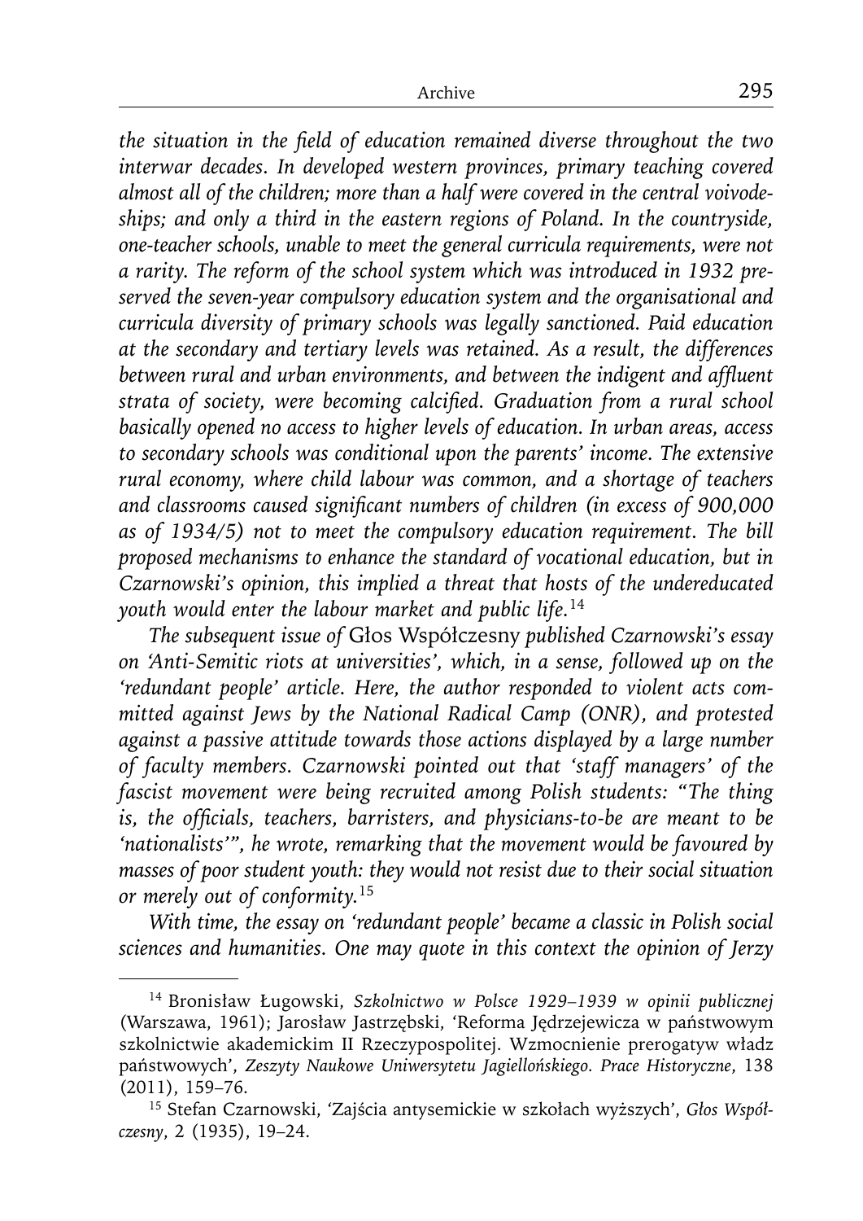*the situation in the field of education remained diverse throughout the two interwar decades. In developed western provinces, primary teaching covered almost all of the children; more than a half were covered in the central voivodeships; and only a third in the eastern regions of Poland. In the countryside, one-teacher schools, unable to meet the general curricula requirements, were not a rarity. The reform of the school system which was introduced in 1932 preserved the seven-year compulsory education system and the organisational and curricula diversity of primary schools was legally sanctioned. Paid education at the secondary and tertiary levels was retained. As a result, the differences between rural and urban environments, and between the indigent and affluent strata of society, were becoming calcified. Graduation from a rural school basically opened no access to higher levels of education. In urban areas, access to secondary schools was conditional upon the parents' income. The extensive rural economy, where child labour was common, and a shortage of teachers and classrooms caused significant numbers of children (in excess of 900,000 as of 1934/5) not to meet the compulsory education requirement. The bill proposed mechanisms to enhance the standard of vocational education, but in Czarnowski's opinion, this implied a threat that hosts of the undereducated youth would enter the labour market and public life.*[14]

*The subsequent issue of* Głos Współczesny *published Czarnowski's essay on 'Anti-Semitic riots at universities', which, in a sense, followed up on the 'redundant people' article. Here, the author responded to violent acts committed against Jews by the National Radical Camp (ONR), and protested against a passive attitude towards those actions displayed by a large number of faculty members. Czarnowski pointed out that 'staff managers' of the fascist movement were being recruited among Polish students: "The thing is, the officials, teachers, barristers, and physicians-to-be are meant to be 'nationalists'", he wrote, remarking that the movement would be favoured by masses of poor student youth: they would not resist due to their social situation or merely out of conformity.*[15]

*With time, the essay on 'redundant people' became a classic in Polish social sciences and humanities. One may quote in this context the opinion of Jerzy*

---

[14] Bronisław Ługowski, *Szkolnictwo w Polsce 1929–1939 w opinii publicznej* (Warszawa, 1961); Jarosław Jastrzębski, 'Reforma Jędrzejewicza w państwowym szkolnictwie akademickim II Rzeczypospolitej. Wzmocnienie prerogatyw władz państwowych', *Zeszyty Naukowe Uniwersytetu Jagiellońskiego. Prace Historyczne*, 138 (2011), 159–76.

[15] Stefan Czarnowski, 'Zajścia antysemickie w szkołach wyższych', *Głos Współczesny*, 2 (1935), 19–24.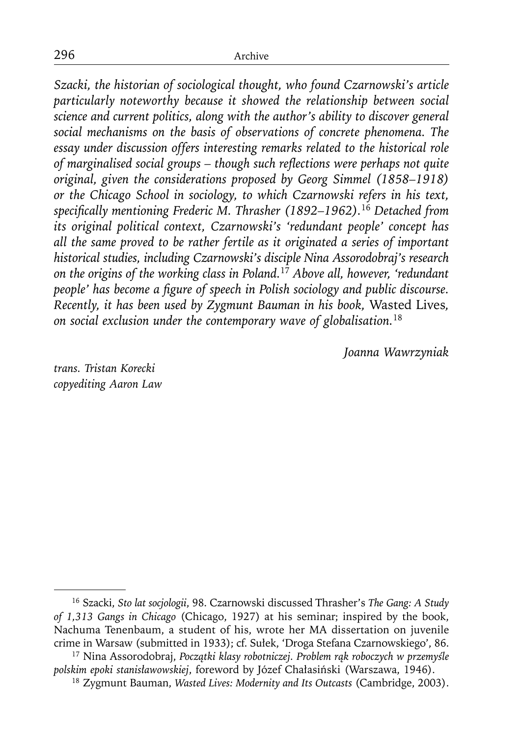*Szacki, the historian of sociological thought, who found Czarnowski's article particularly noteworthy because it showed the relationship between social science and current politics, along with the author's ability to discover general social mechanisms on the basis of observations of concrete phenomena. The essay under discussion offers interesting remarks related to the historical role of marginalised social groups – though such reflections were perhaps not quite original, given the considerations proposed by Georg Simmel (1858–1918) or the Chicago School in sociology, to which Czarnowski refers in his text, specifically mentioning Frederic M. Thrasher (1892–1962).*[16] *Detached from its original political context, Czarnowski's 'redundant people' concept has all the same proved to be rather fertile as it originated a series of important historical studies, including Czarnowski's disciple Nina Assorodobraj's research on the origins of the working class in Poland.*[17] *Above all, however, 'redundant people' has become a figure of speech in Polish sociology and public discourse. Recently, it has been used by Zygmunt Bauman in his book,* Wasted Lives, *on social exclusion under the contemporary wave of globalisation.*[18]

*Joanna Wawrzyniak*

*trans. Tristan Korecki*
*copyediting Aaron Law*

---

[16] Szacki, *Sto lat socjologii*, 98. Czarnowski discussed Thrasher's *The Gang: A Study of 1,313 Gangs in Chicago* (Chicago, 1927) at his seminar; inspired by the book, Nachuma Tenenbaum, a student of his, wrote her MA dissertation on juvenile crime in Warsaw (submitted in 1933); cf. Sułek, 'Droga Stefana Czarnowskiego', 86.

[17] Nina Assorodobraj, *Początki klasy robotniczej. Problem rąk roboczych w przemyśle polskim epoki stanisławowskiej*, foreword by Józef Chałasiński (Warszawa, 1946).

[18] Zygmunt Bauman, *Wasted Lives: Modernity and Its Outcasts* (Cambridge, 2003).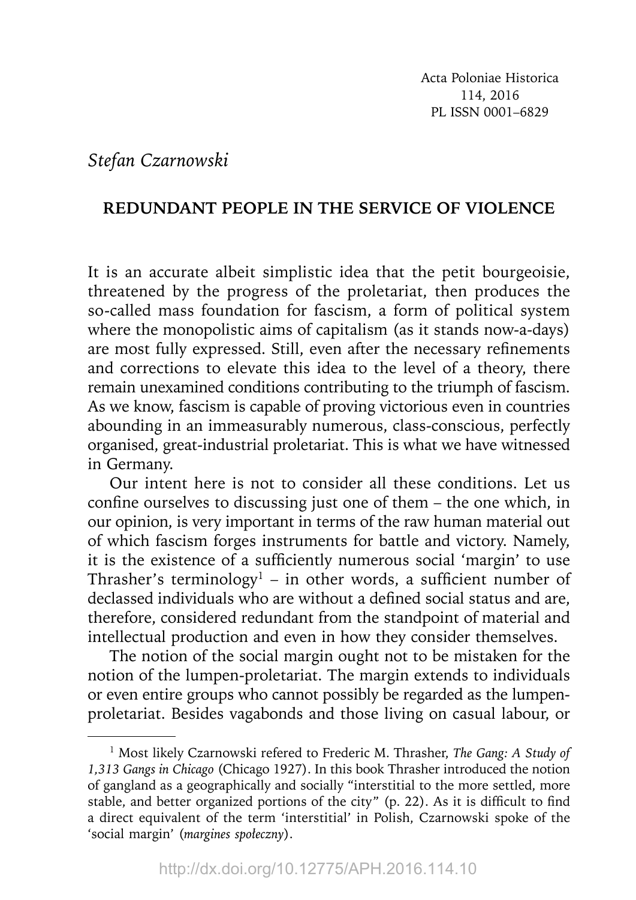*Stefan Czarnowski*

## REDUNDANT PEOPLE IN THE SERVICE OF VIOLENCE

It is an accurate albeit simplistic idea that the petit bourgeoisie, threatened by the progress of the proletariat, then produces the so-called mass foundation for fascism, a form of political system where the monopolistic aims of capitalism (as it stands now-a-days) are most fully expressed. Still, even after the necessary refinements and corrections to elevate this idea to the level of a theory, there remain unexamined conditions contributing to the triumph of fascism. As we know, fascism is capable of proving victorious even in countries abounding in an immeasurably numerous, class-conscious, perfectly organised, great-industrial proletariat. This is what we have witnessed in Germany.

Our intent here is not to consider all these conditions. Let us confine ourselves to discussing just one of them – the one which, in our opinion, is very important in terms of the raw human material out of which fascism forges instruments for battle and victory. Namely, it is the existence of a sufficiently numerous social 'margin' to use Thrasher's terminology[1] – in other words, a sufficient number of declassed individuals who are without a defined social status and are, therefore, considered redundant from the standpoint of material and intellectual production and even in how they consider themselves.

The notion of the social margin ought not to be mistaken for the notion of the lumpen-proletariat. The margin extends to individuals or even entire groups who cannot possibly be regarded as the lumpen-proletariat. Besides vagabonds and those living on casual labour, or

[1] Most likely Czarnowski refered to Frederic M. Thrasher, *The Gang: A Study of 1,313 Gangs in Chicago* (Chicago 1927). In this book Thrasher introduced the notion of gangland as a geographically and socially "interstitial to the more settled, more stable, and better organized portions of the city" (p. 22). As it is difficult to find a direct equivalent of the term 'interstitial' in Polish, Czarnowski spoke of the 'social margin' (*margines społeczny*).

http://dx.doi.org/10.12775/APH.2016.114.10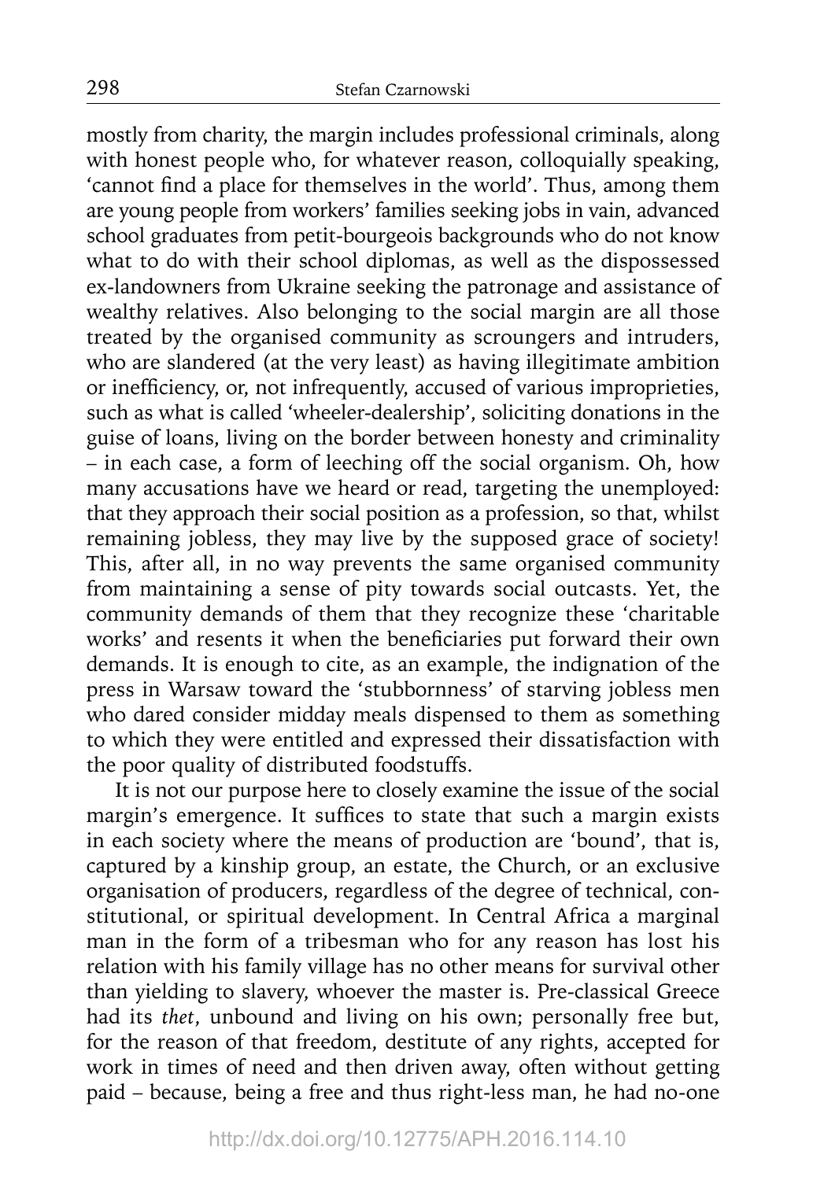mostly from charity, the margin includes professional criminals, along with honest people who, for whatever reason, colloquially speaking, 'cannot find a place for themselves in the world'. Thus, among them are young people from workers' families seeking jobs in vain, advanced school graduates from petit-bourgeois backgrounds who do not know what to do with their school diplomas, as well as the dispossessed ex-landowners from Ukraine seeking the patronage and assistance of wealthy relatives. Also belonging to the social margin are all those treated by the organised community as scroungers and intruders, who are slandered (at the very least) as having illegitimate ambition or inefficiency, or, not infrequently, accused of various improprieties, such as what is called 'wheeler-dealership', soliciting donations in the guise of loans, living on the border between honesty and criminality – in each case, a form of leeching off the social organism. Oh, how many accusations have we heard or read, targeting the unemployed: that they approach their social position as a profession, so that, whilst remaining jobless, they may live by the supposed grace of society! This, after all, in no way prevents the same organised community from maintaining a sense of pity towards social outcasts. Yet, the community demands of them that they recognize these 'charitable works' and resents it when the beneficiaries put forward their own demands. It is enough to cite, as an example, the indignation of the press in Warsaw toward the 'stubbornness' of starving jobless men who dared consider midday meals dispensed to them as something to which they were entitled and expressed their dissatisfaction with the poor quality of distributed foodstuffs.

It is not our purpose here to closely examine the issue of the social margin's emergence. It suffices to state that such a margin exists in each society where the means of production are 'bound', that is, captured by a kinship group, an estate, the Church, or an exclusive organisation of producers, regardless of the degree of technical, constitutional, or spiritual development. In Central Africa a marginal man in the form of a tribesman who for any reason has lost his relation with his family village has no other means for survival other than yielding to slavery, whoever the master is. Pre-classical Greece had its *thet*, unbound and living on his own; personally free but, for the reason of that freedom, destitute of any rights, accepted for work in times of need and then driven away, often without getting paid – because, being a free and thus right-less man, he had no-one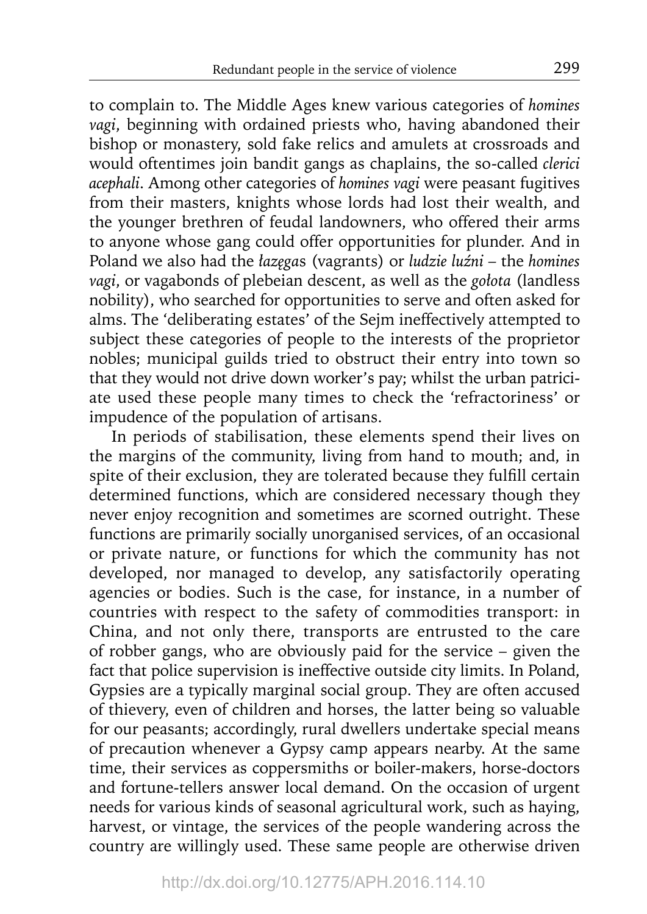to complain to. The Middle Ages knew various categories of *homines vagi*, beginning with ordained priests who, having abandoned their bishop or monastery, sold fake relics and amulets at crossroads and would oftentimes join bandit gangs as chaplains, the so-called *clerici acephali*. Among other categories of *homines vagi* were peasant fugitives from their masters, knights whose lords had lost their wealth, and the younger brethren of feudal landowners, who offered their arms to anyone whose gang could offer opportunities for plunder. And in Poland we also had the *łazęga*s (vagrants) or *ludzie luźni* – the *homines vagi*, or vagabonds of plebeian descent, as well as the *gołota* (landless nobility), who searched for opportunities to serve and often asked for alms. The 'deliberating estates' of the Sejm ineffectively attempted to subject these categories of people to the interests of the proprietor nobles; municipal guilds tried to obstruct their entry into town so that they would not drive down worker's pay; whilst the urban patriciate used these people many times to check the 'refractoriness' or impudence of the population of artisans.

In periods of stabilisation, these elements spend their lives on the margins of the community, living from hand to mouth; and, in spite of their exclusion, they are tolerated because they fulfill certain determined functions, which are considered necessary though they never enjoy recognition and sometimes are scorned outright. These functions are primarily socially unorganised services, of an occasional or private nature, or functions for which the community has not developed, nor managed to develop, any satisfactorily operating agencies or bodies. Such is the case, for instance, in a number of countries with respect to the safety of commodities transport: in China, and not only there, transports are entrusted to the care of robber gangs, who are obviously paid for the service – given the fact that police supervision is ineffective outside city limits. In Poland, Gypsies are a typically marginal social group. They are often accused of thievery, even of children and horses, the latter being so valuable for our peasants; accordingly, rural dwellers undertake special means of precaution whenever a Gypsy camp appears nearby. At the same time, their services as coppersmiths or boiler-makers, horse-doctors and fortune-tellers answer local demand. On the occasion of urgent needs for various kinds of seasonal agricultural work, such as haying, harvest, or vintage, the services of the people wandering across the country are willingly used. These same people are otherwise driven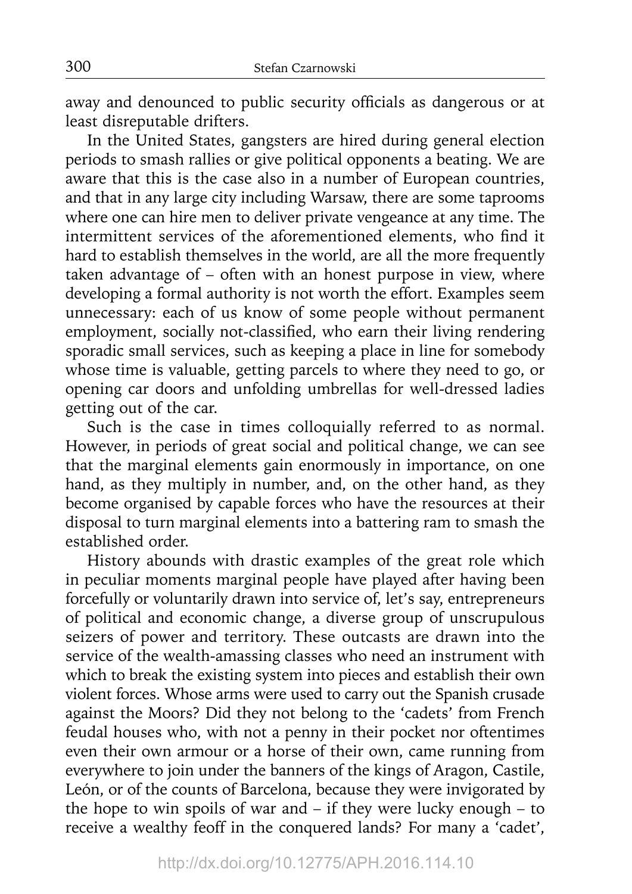away and denounced to public security officials as dangerous or at least disreputable drifters.

In the United States, gangsters are hired during general election periods to smash rallies or give political opponents a beating. We are aware that this is the case also in a number of European countries, and that in any large city including Warsaw, there are some taprooms where one can hire men to deliver private vengeance at any time. The intermittent services of the aforementioned elements, who find it hard to establish themselves in the world, are all the more frequently taken advantage of – often with an honest purpose in view, where developing a formal authority is not worth the effort. Examples seem unnecessary: each of us know of some people without permanent employment, socially not-classified, who earn their living rendering sporadic small services, such as keeping a place in line for somebody whose time is valuable, getting parcels to where they need to go, or opening car doors and unfolding umbrellas for well-dressed ladies getting out of the car.

Such is the case in times colloquially referred to as normal. However, in periods of great social and political change, we can see that the marginal elements gain enormously in importance, on one hand, as they multiply in number, and, on the other hand, as they become organised by capable forces who have the resources at their disposal to turn marginal elements into a battering ram to smash the established order.

History abounds with drastic examples of the great role which in peculiar moments marginal people have played after having been forcefully or voluntarily drawn into service of, let's say, entrepreneurs of political and economic change, a diverse group of unscrupulous seizers of power and territory. These outcasts are drawn into the service of the wealth-amassing classes who need an instrument with which to break the existing system into pieces and establish their own violent forces. Whose arms were used to carry out the Spanish crusade against the Moors? Did they not belong to the 'cadets' from French feudal houses who, with not a penny in their pocket nor oftentimes even their own armour or a horse of their own, came running from everywhere to join under the banners of the kings of Aragon, Castile, León, or of the counts of Barcelona, because they were invigorated by the hope to win spoils of war and – if they were lucky enough – to receive a wealthy feoff in the conquered lands? For many a 'cadet',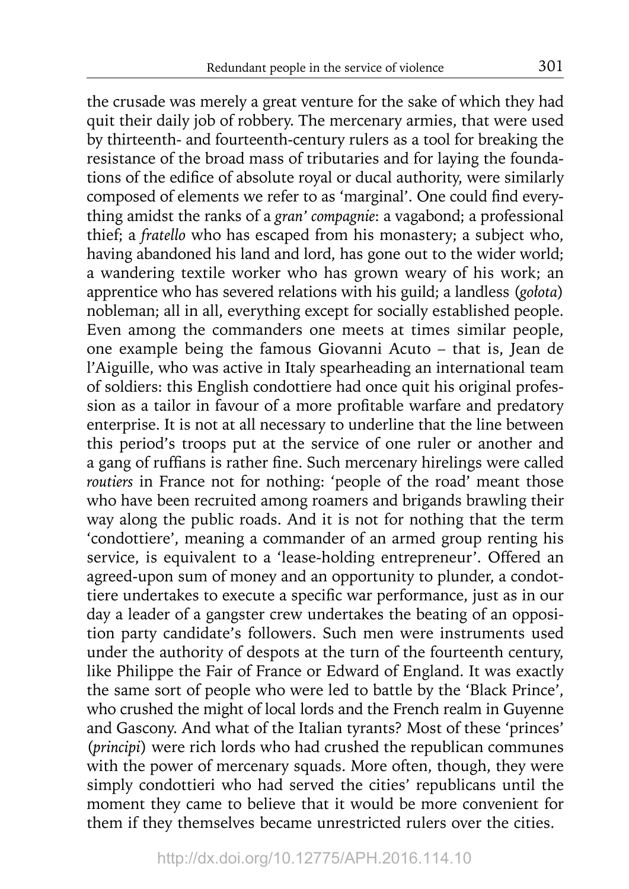the crusade was merely a great venture for the sake of which they had quit their daily job of robbery. The mercenary armies, that were used by thirteenth- and fourteenth-century rulers as a tool for breaking the resistance of the broad mass of tributaries and for laying the foundations of the edifice of absolute royal or ducal authority, were similarly composed of elements we refer to as 'marginal'. One could find everything amidst the ranks of a *gran' compagnie*: a vagabond; a professional thief; a *fratello* who has escaped from his monastery; a subject who, having abandoned his land and lord, has gone out to the wider world; a wandering textile worker who has grown weary of his work; an apprentice who has severed relations with his guild; a landless (*gołota*) nobleman; all in all, everything except for socially established people. Even among the commanders one meets at times similar people, one example being the famous Giovanni Acuto – that is, Jean de l'Aiguille, who was active in Italy spearheading an international team of soldiers: this English condottiere had once quit his original profession as a tailor in favour of a more profitable warfare and predatory enterprise. It is not at all necessary to underline that the line between this period's troops put at the service of one ruler or another and a gang of ruffians is rather fine. Such mercenary hirelings were called *routiers* in France not for nothing: 'people of the road' meant those who have been recruited among roamers and brigands brawling their way along the public roads. And it is not for nothing that the term 'condottiere', meaning a commander of an armed group renting his service, is equivalent to a 'lease-holding entrepreneur'. Offered an agreed-upon sum of money and an opportunity to plunder, a condottiere undertakes to execute a specific war performance, just as in our day a leader of a gangster crew undertakes the beating of an opposition party candidate's followers. Such men were instruments used under the authority of despots at the turn of the fourteenth century, like Philippe the Fair of France or Edward of England. It was exactly the same sort of people who were led to battle by the 'Black Prince', who crushed the might of local lords and the French realm in Guyenne and Gascony. And what of the Italian tyrants? Most of these 'princes' (*principi*) were rich lords who had crushed the republican communes with the power of mercenary squads. More often, though, they were simply condottieri who had served the cities' republicans until the moment they came to believe that it would be more convenient for them if they themselves became unrestricted rulers over the cities.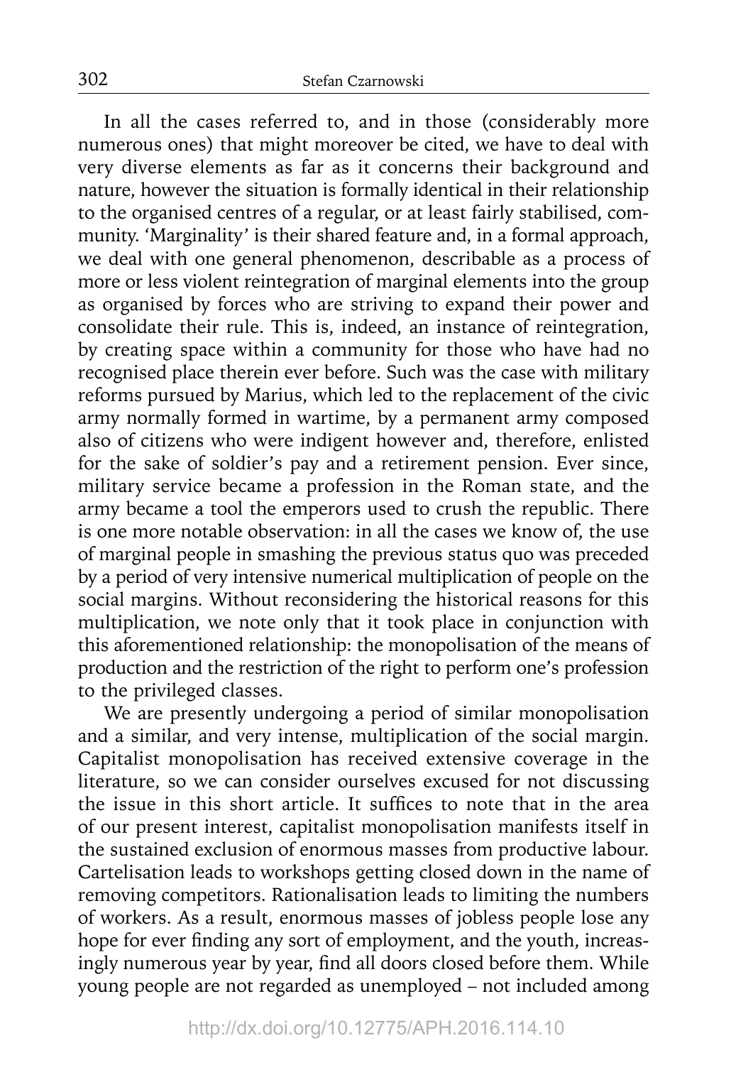In all the cases referred to, and in those (considerably more numerous ones) that might moreover be cited, we have to deal with very diverse elements as far as it concerns their background and nature, however the situation is formally identical in their relationship to the organised centres of a regular, or at least fairly stabilised, community. 'Marginality' is their shared feature and, in a formal approach, we deal with one general phenomenon, describable as a process of more or less violent reintegration of marginal elements into the group as organised by forces who are striving to expand their power and consolidate their rule. This is, indeed, an instance of reintegration, by creating space within a community for those who have had no recognised place therein ever before. Such was the case with military reforms pursued by Marius, which led to the replacement of the civic army normally formed in wartime, by a permanent army composed also of citizens who were indigent however and, therefore, enlisted for the sake of soldier's pay and a retirement pension. Ever since, military service became a profession in the Roman state, and the army became a tool the emperors used to crush the republic. There is one more notable observation: in all the cases we know of, the use of marginal people in smashing the previous status quo was preceded by a period of very intensive numerical multiplication of people on the social margins. Without reconsidering the historical reasons for this multiplication, we note only that it took place in conjunction with this aforementioned relationship: the monopolisation of the means of production and the restriction of the right to perform one's profession to the privileged classes.

We are presently undergoing a period of similar monopolisation and a similar, and very intense, multiplication of the social margin. Capitalist monopolisation has received extensive coverage in the literature, so we can consider ourselves excused for not discussing the issue in this short article. It suffices to note that in the area of our present interest, capitalist monopolisation manifests itself in the sustained exclusion of enormous masses from productive labour. Cartelisation leads to workshops getting closed down in the name of removing competitors. Rationalisation leads to limiting the numbers of workers. As a result, enormous masses of jobless people lose any hope for ever finding any sort of employment, and the youth, increasingly numerous year by year, find all doors closed before them. While young people are not regarded as unemployed – not included among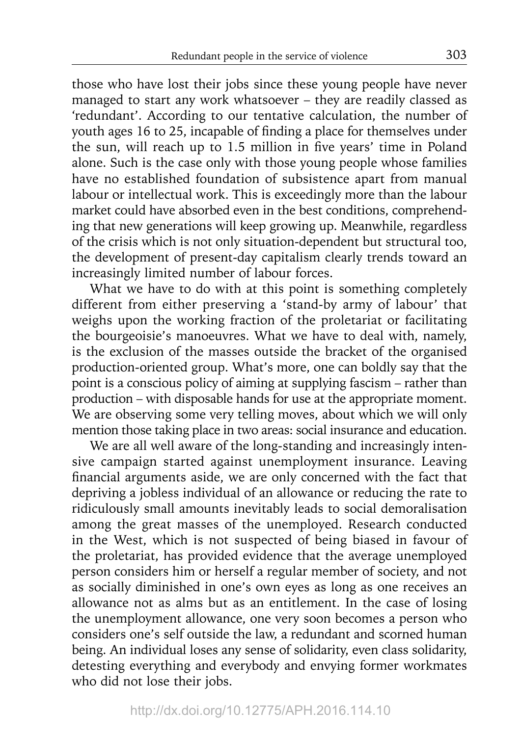those who have lost their jobs since these young people have never managed to start any work whatsoever – they are readily classed as 'redundant'. According to our tentative calculation, the number of youth ages 16 to 25, incapable of finding a place for themselves under the sun, will reach up to 1.5 million in five years' time in Poland alone. Such is the case only with those young people whose families have no established foundation of subsistence apart from manual labour or intellectual work. This is exceedingly more than the labour market could have absorbed even in the best conditions, comprehending that new generations will keep growing up. Meanwhile, regardless of the crisis which is not only situation-dependent but structural too, the development of present-day capitalism clearly trends toward an increasingly limited number of labour forces.

What we have to do with at this point is something completely different from either preserving a 'stand-by army of labour' that weighs upon the working fraction of the proletariat or facilitating the bourgeoisie's manoeuvres. What we have to deal with, namely, is the exclusion of the masses outside the bracket of the organised production-oriented group. What's more, one can boldly say that the point is a conscious policy of aiming at supplying fascism – rather than production – with disposable hands for use at the appropriate moment. We are observing some very telling moves, about which we will only mention those taking place in two areas: social insurance and education.

We are all well aware of the long-standing and increasingly intensive campaign started against unemployment insurance. Leaving financial arguments aside, we are only concerned with the fact that depriving a jobless individual of an allowance or reducing the rate to ridiculously small amounts inevitably leads to social demoralisation among the great masses of the unemployed. Research conducted in the West, which is not suspected of being biased in favour of the proletariat, has provided evidence that the average unemployed person considers him or herself a regular member of society, and not as socially diminished in one's own eyes as long as one receives an allowance not as alms but as an entitlement. In the case of losing the unemployment allowance, one very soon becomes a person who considers one's self outside the law, a redundant and scorned human being. An individual loses any sense of solidarity, even class solidarity, detesting everything and everybody and envying former workmates who did not lose their jobs.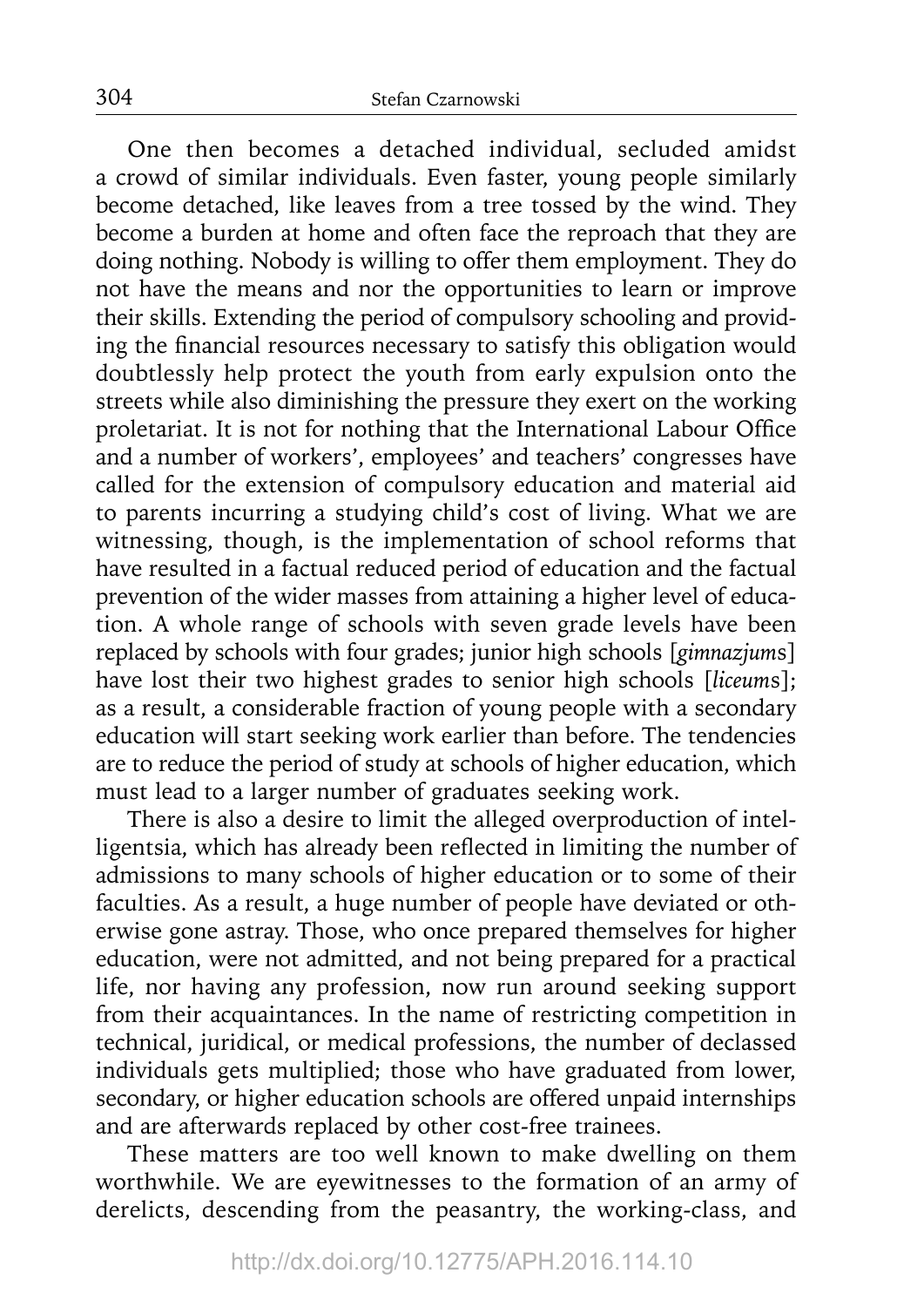One then becomes a detached individual, secluded amidst a crowd of similar individuals. Even faster, young people similarly become detached, like leaves from a tree tossed by the wind. They become a burden at home and often face the reproach that they are doing nothing. Nobody is willing to offer them employment. They do not have the means and nor the opportunities to learn or improve their skills. Extending the period of compulsory schooling and providing the financial resources necessary to satisfy this obligation would doubtlessly help protect the youth from early expulsion onto the streets while also diminishing the pressure they exert on the working proletariat. It is not for nothing that the International Labour Office and a number of workers', employees' and teachers' congresses have called for the extension of compulsory education and material aid to parents incurring a studying child's cost of living. What we are witnessing, though, is the implementation of school reforms that have resulted in a factual reduced period of education and the factual prevention of the wider masses from attaining a higher level of education. A whole range of schools with seven grade levels have been replaced by schools with four grades; junior high schools [*gimnazjums*] have lost their two highest grades to senior high schools [*liceums*]; as a result, a considerable fraction of young people with a secondary education will start seeking work earlier than before. The tendencies are to reduce the period of study at schools of higher education, which must lead to a larger number of graduates seeking work.

There is also a desire to limit the alleged overproduction of intelligentsia, which has already been reflected in limiting the number of admissions to many schools of higher education or to some of their faculties. As a result, a huge number of people have deviated or otherwise gone astray. Those, who once prepared themselves for higher education, were not admitted, and not being prepared for a practical life, nor having any profession, now run around seeking support from their acquaintances. In the name of restricting competition in technical, juridical, or medical professions, the number of declassed individuals gets multiplied; those who have graduated from lower, secondary, or higher education schools are offered unpaid internships and are afterwards replaced by other cost-free trainees.

These matters are too well known to make dwelling on them worthwhile. We are eyewitnesses to the formation of an army of derelicts, descending from the peasantry, the working-class, and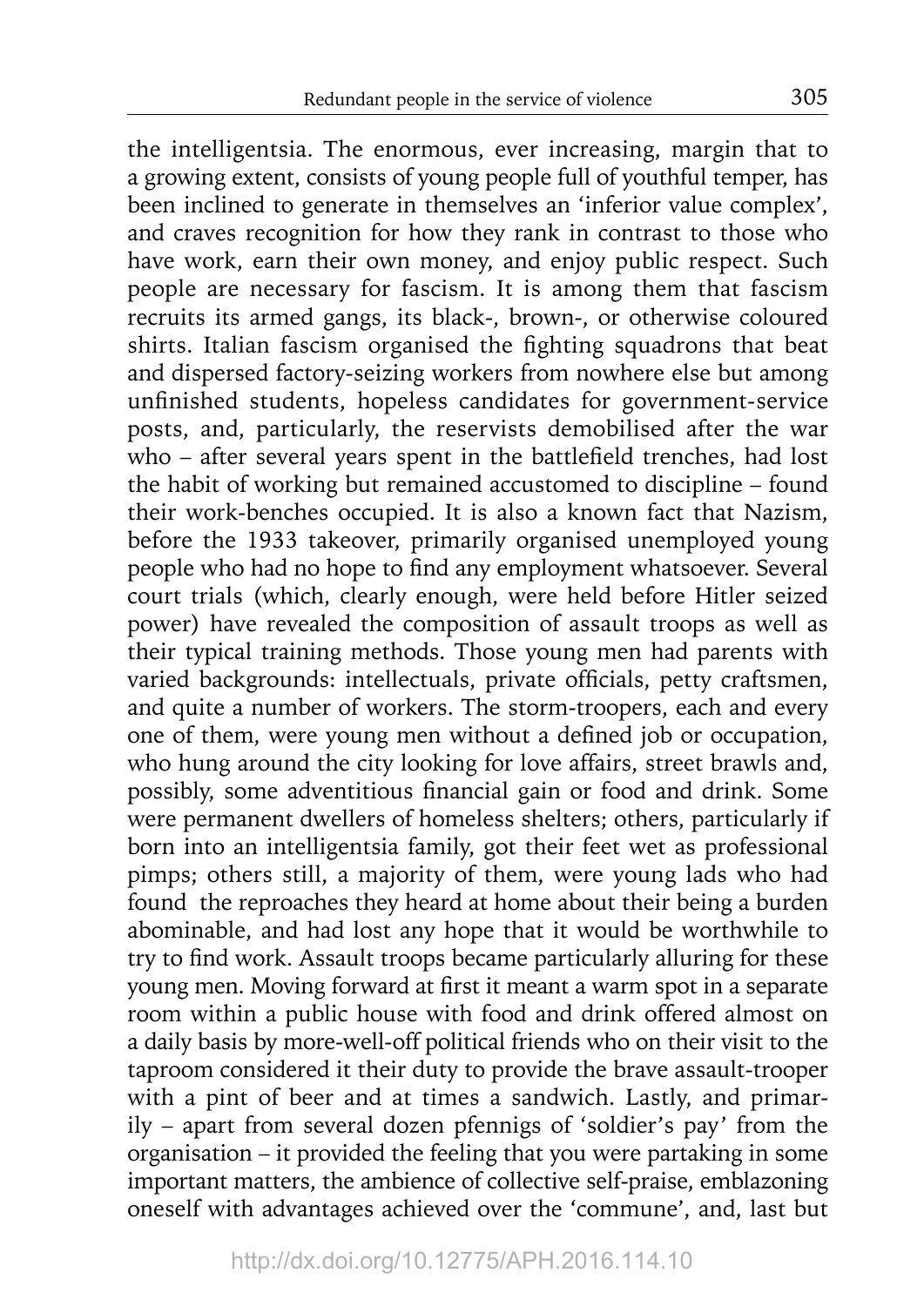the intelligentsia. The enormous, ever increasing, margin that to a growing extent, consists of young people full of youthful temper, has been inclined to generate in themselves an 'inferior value complex', and craves recognition for how they rank in contrast to those who have work, earn their own money, and enjoy public respect. Such people are necessary for fascism. It is among them that fascism recruits its armed gangs, its black-, brown-, or otherwise coloured shirts. Italian fascism organised the fighting squadrons that beat and dispersed factory-seizing workers from nowhere else but among unfinished students, hopeless candidates for government-service posts, and, particularly, the reservists demobilised after the war who – after several years spent in the battlefield trenches, had lost the habit of working but remained accustomed to discipline – found their work-benches occupied. It is also a known fact that Nazism, before the 1933 takeover, primarily organised unemployed young people who had no hope to find any employment whatsoever. Several court trials (which, clearly enough, were held before Hitler seized power) have revealed the composition of assault troops as well as their typical training methods. Those young men had parents with varied backgrounds: intellectuals, private officials, petty craftsmen, and quite a number of workers. The storm-troopers, each and every one of them, were young men without a defined job or occupation, who hung around the city looking for love affairs, street brawls and, possibly, some adventitious financial gain or food and drink. Some were permanent dwellers of homeless shelters; others, particularly if born into an intelligentsia family, got their feet wet as professional pimps; others still, a majority of them, were young lads who had found the reproaches they heard at home about their being a burden abominable, and had lost any hope that it would be worthwhile to try to find work. Assault troops became particularly alluring for these young men. Moving forward at first it meant a warm spot in a separate room within a public house with food and drink offered almost on a daily basis by more-well-off political friends who on their visit to the taproom considered it their duty to provide the brave assault-trooper with a pint of beer and at times a sandwich. Lastly, and primarily – apart from several dozen pfennigs of 'soldier's pay' from the organisation – it provided the feeling that you were partaking in some important matters, the ambience of collective self-praise, emblazoning oneself with advantages achieved over the 'commune', and, last but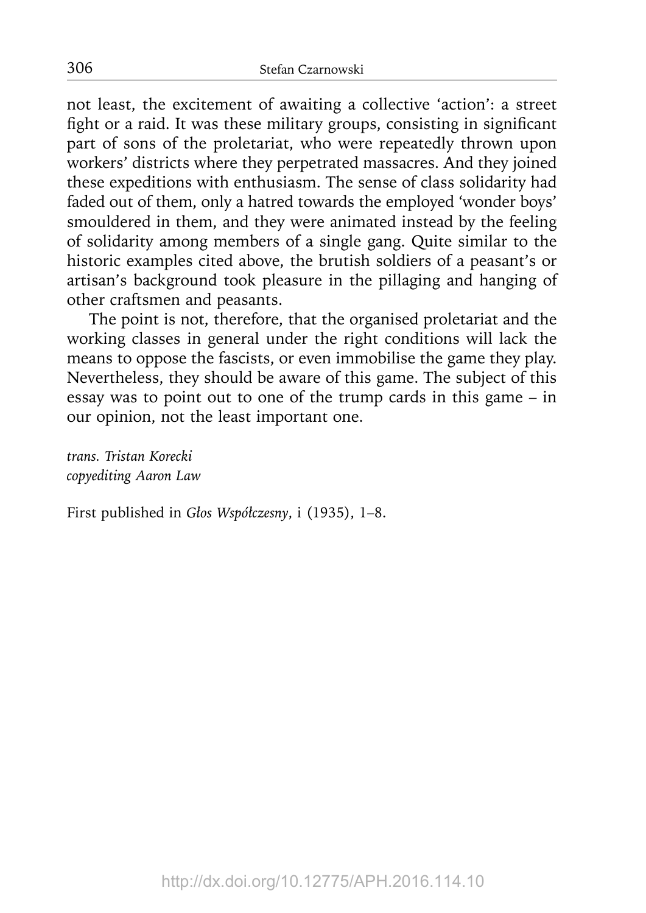not least, the excitement of awaiting a collective 'action': a street fight or a raid. It was these military groups, consisting in significant part of sons of the proletariat, who were repeatedly thrown upon workers' districts where they perpetrated massacres. And they joined these expeditions with enthusiasm. The sense of class solidarity had faded out of them, only a hatred towards the employed 'wonder boys' smouldered in them, and they were animated instead by the feeling of solidarity among members of a single gang. Quite similar to the historic examples cited above, the brutish soldiers of a peasant's or artisan's background took pleasure in the pillaging and hanging of other craftsmen and peasants.

The point is not, therefore, that the organised proletariat and the working classes in general under the right conditions will lack the means to oppose the fascists, or even immobilise the game they play. Nevertheless, they should be aware of this game. The subject of this essay was to point out to one of the trump cards in this game – in our opinion, not the least important one.

*trans. Tristan Korecki*
*copyediting Aaron Law*

First published in *Głos Współczesny*, i (1935), 1–8.